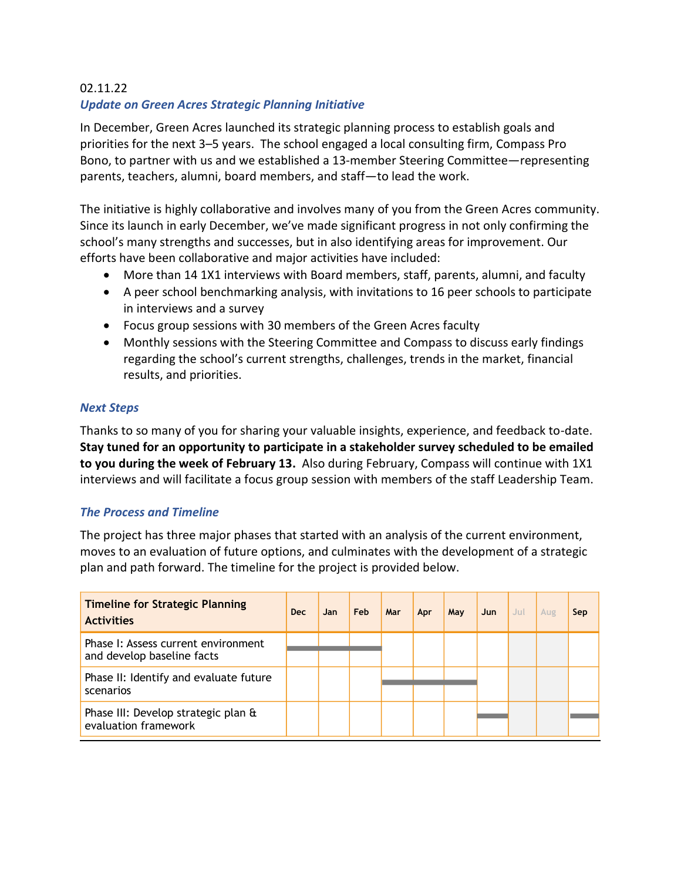02.11.22

## *Update on Green Acres Strategic Planning Initiative*

In December, Green Acres launched its strategic planning process to establish goals and priorities for the next 3–5 years. The school engaged a local consulting firm, Compass Pro Bono, to partner with us and we established a 13-member Steering Committee—representing parents, teachers, alumni, board members, and staff—to lead the work.

The initiative is highly collaborative and involves many of you from the Green Acres community. Since its launch in early December, we've made significant progress in not only confirming the school's many strengths and successes, but in also identifying areas for improvement. Our efforts have been collaborative and major activities have included:

- More than 14 1X1 interviews with Board members, staff, parents, alumni, and faculty
- A peer school benchmarking analysis, with invitations to 16 peer schools to participate in interviews and a survey
- Focus group sessions with 30 members of the Green Acres faculty
- Monthly sessions with the Steering Committee and Compass to discuss early findings regarding the school's current strengths, challenges, trends in the market, financial results, and priorities.

### *Next Steps*

Thanks to so many of you for sharing your valuable insights, experience, and feedback to-date. **Stay tuned for an opportunity to participate in a stakeholder survey scheduled to be emailed to you during the week of February 13.** Also during February, Compass will continue with 1X1 interviews and will facilitate a focus group session with members of the staff Leadership Team.

### *The Process and Timeline*

The project has three major phases that started with an analysis of the current environment, moves to an evaluation of future options, and culminates with the development of a strategic plan and path forward. The timeline for the project is provided below.

| Timeline for Strategic Planning Activities | Dec | Jan | Feb | Mar | Apr | May | Jun | Jul | Aug | Sep |
|---|---|---|---|---|---|---|---|---|---|---|
| Phase I: Assess current environment and develop baseline facts | ▬ | ▬ | ▬ | | | | | | | |
| Phase II: Identify and evaluate future scenarios | | | | ▬ | ▬ | ▬ | | | | |
| Phase III: Develop strategic plan & evaluation framework | | | | | | | ▬ | | | ▬ |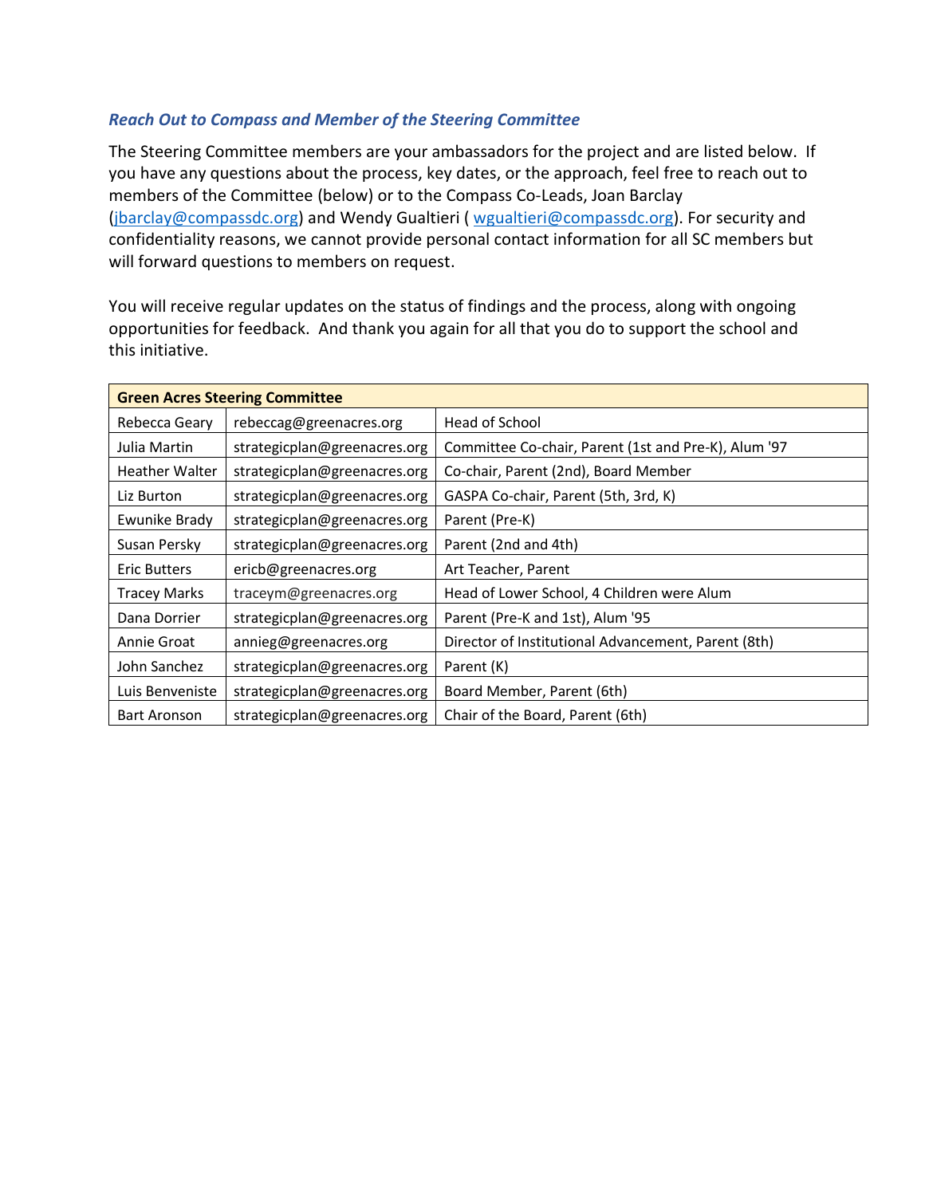### *Reach Out to Compass and Member of the Steering Committee*

The Steering Committee members are your ambassadors for the project and are listed below. If you have any questions about the process, key dates, or the approach, feel free to reach out to members of the Committee (below) or to the Compass Co-Leads, Joan Barclay (jbarclay@compassdc.org) and Wendy Gualtieri ( wgualtieri@compassdc.org). For security and confidentiality reasons, we cannot provide personal contact information for all SC members but will forward questions to members on request.

You will receive regular updates on the status of findings and the process, along with ongoing opportunities for feedback. And thank you again for all that you do to support the school and this initiative.

| **Green Acres Steering Committee** | | |
|---|---|---|
| Rebecca Geary | rebeccag@greenacres.org | Head of School |
| Julia Martin | strategicplan@greenacres.org | Committee Co-chair, Parent (1st and Pre-K), Alum '97 |
| Heather Walter | strategicplan@greenacres.org | Co-chair, Parent (2nd), Board Member |
| Liz Burton | strategicplan@greenacres.org | GASPA Co-chair, Parent (5th, 3rd, K) |
| Ewunike Brady | strategicplan@greenacres.org | Parent (Pre-K) |
| Susan Persky | strategicplan@greenacres.org | Parent (2nd and 4th) |
| Eric Butters | ericb@greenacres.org | Art Teacher, Parent |
| Tracey Marks | traceym@greenacres.org | Head of Lower School, 4 Children were Alum |
| Dana Dorrier | strategicplan@greenacres.org | Parent (Pre-K and 1st), Alum '95 |
| Annie Groat | annieg@greenacres.org | Director of Institutional Advancement, Parent (8th) |
| John Sanchez | strategicplan@greenacres.org | Parent (K) |
| Luis Benveniste | strategicplan@greenacres.org | Board Member, Parent (6th) |
| Bart Aronson | strategicplan@greenacres.org | Chair of the Board, Parent (6th) |